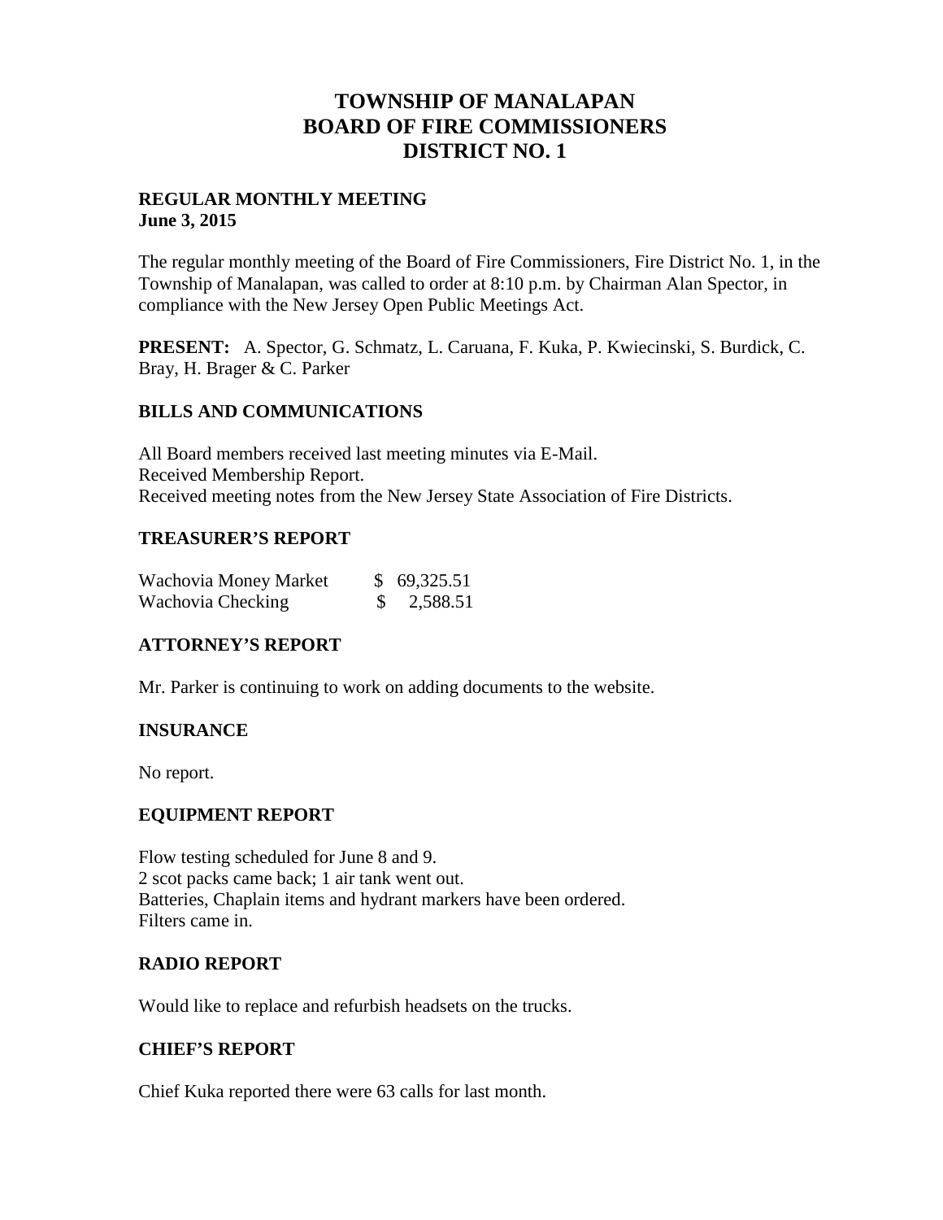# TOWNSHIP OF MANALAPAN
# BOARD OF FIRE COMMISSIONERS
# DISTRICT NO. 1

**REGULAR MONTHLY MEETING**
**June 3, 2015**

The regular monthly meeting of the Board of Fire Commissioners, Fire District No. 1, in the Township of Manalapan, was called to order at 8:10 p.m. by Chairman Alan Spector, in compliance with the New Jersey Open Public Meetings Act.

**PRESENT:** A. Spector, G. Schmatz, L. Caruana, F. Kuka, P. Kwiecinski, S. Burdick, C. Bray, H. Brager & C. Parker

## BILLS AND COMMUNICATIONS

All Board members received last meeting minutes via E-Mail.
Received Membership Report.
Received meeting notes from the New Jersey State Association of Fire Districts.

## TREASURER'S REPORT

| | |
|---|---|
| Wachovia Money Market | $ 69,325.51 |
| Wachovia Checking | $ 2,588.51 |

## ATTORNEY'S REPORT

Mr. Parker is continuing to work on adding documents to the website.

## INSURANCE

No report.

## EQUIPMENT REPORT

Flow testing scheduled for June 8 and 9.
2 scot packs came back; 1 air tank went out.
Batteries, Chaplain items and hydrant markers have been ordered.
Filters came in.

## RADIO REPORT

Would like to replace and refurbish headsets on the trucks.

## CHIEF'S REPORT

Chief Kuka reported there were 63 calls for last month.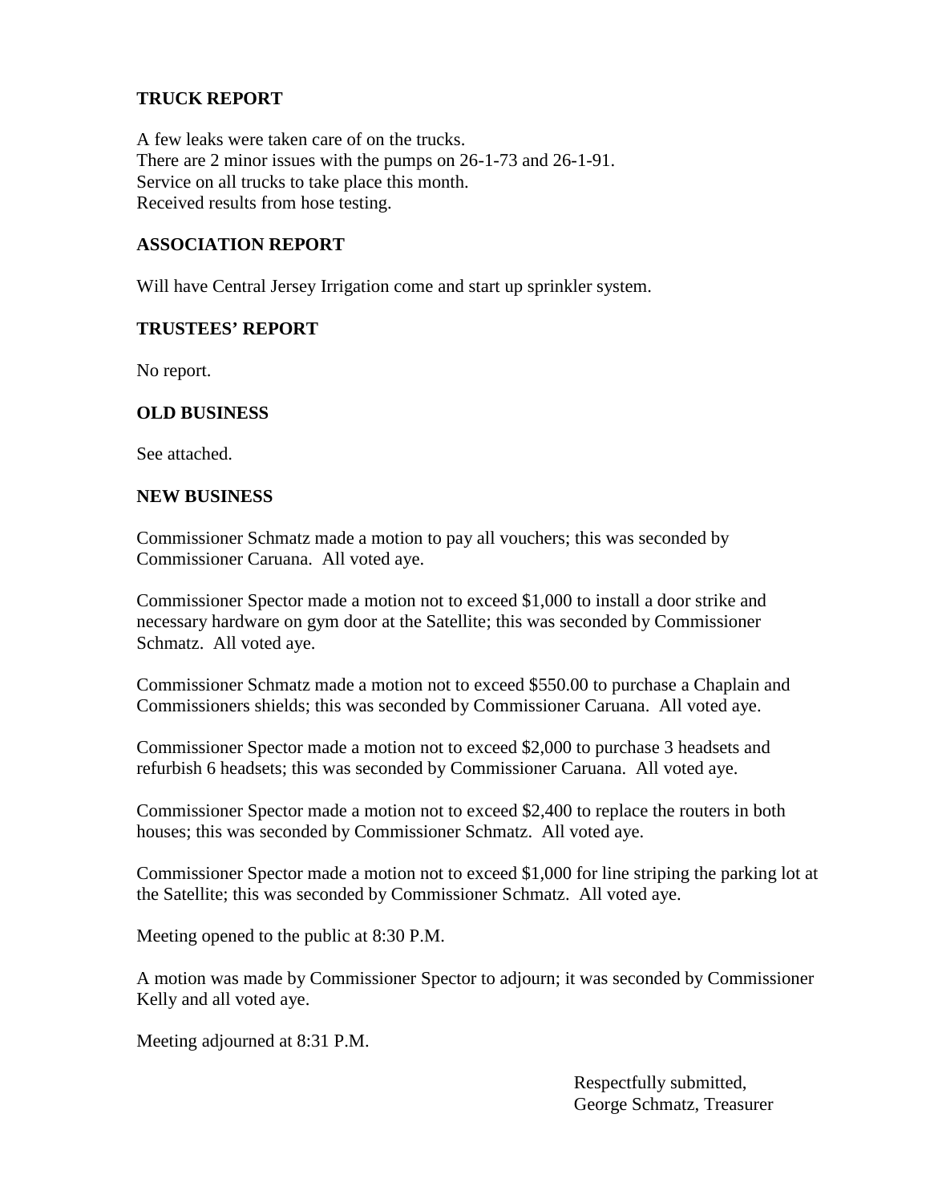## TRUCK REPORT

A few leaks were taken care of on the trucks.
There are 2 minor issues with the pumps on 26-1-73 and 26-1-91.
Service on all trucks to take place this month.
Received results from hose testing.

## ASSOCIATION REPORT

Will have Central Jersey Irrigation come and start up sprinkler system.

## TRUSTEES' REPORT

No report.

## OLD BUSINESS

See attached.

## NEW BUSINESS

Commissioner Schmatz made a motion to pay all vouchers; this was seconded by Commissioner Caruana. All voted aye.

Commissioner Spector made a motion not to exceed $1,000 to install a door strike and necessary hardware on gym door at the Satellite; this was seconded by Commissioner Schmatz. All voted aye.

Commissioner Schmatz made a motion not to exceed $550.00 to purchase a Chaplain and Commissioners shields; this was seconded by Commissioner Caruana. All voted aye.

Commissioner Spector made a motion not to exceed $2,000 to purchase 3 headsets and refurbish 6 headsets; this was seconded by Commissioner Caruana. All voted aye.

Commissioner Spector made a motion not to exceed $2,400 to replace the routers in both houses; this was seconded by Commissioner Schmatz. All voted aye.

Commissioner Spector made a motion not to exceed $1,000 for line striping the parking lot at the Satellite; this was seconded by Commissioner Schmatz. All voted aye.

Meeting opened to the public at 8:30 P.M.

A motion was made by Commissioner Spector to adjourn; it was seconded by Commissioner Kelly and all voted aye.

Meeting adjourned at 8:31 P.M.

Respectfully submitted,
George Schmatz, Treasurer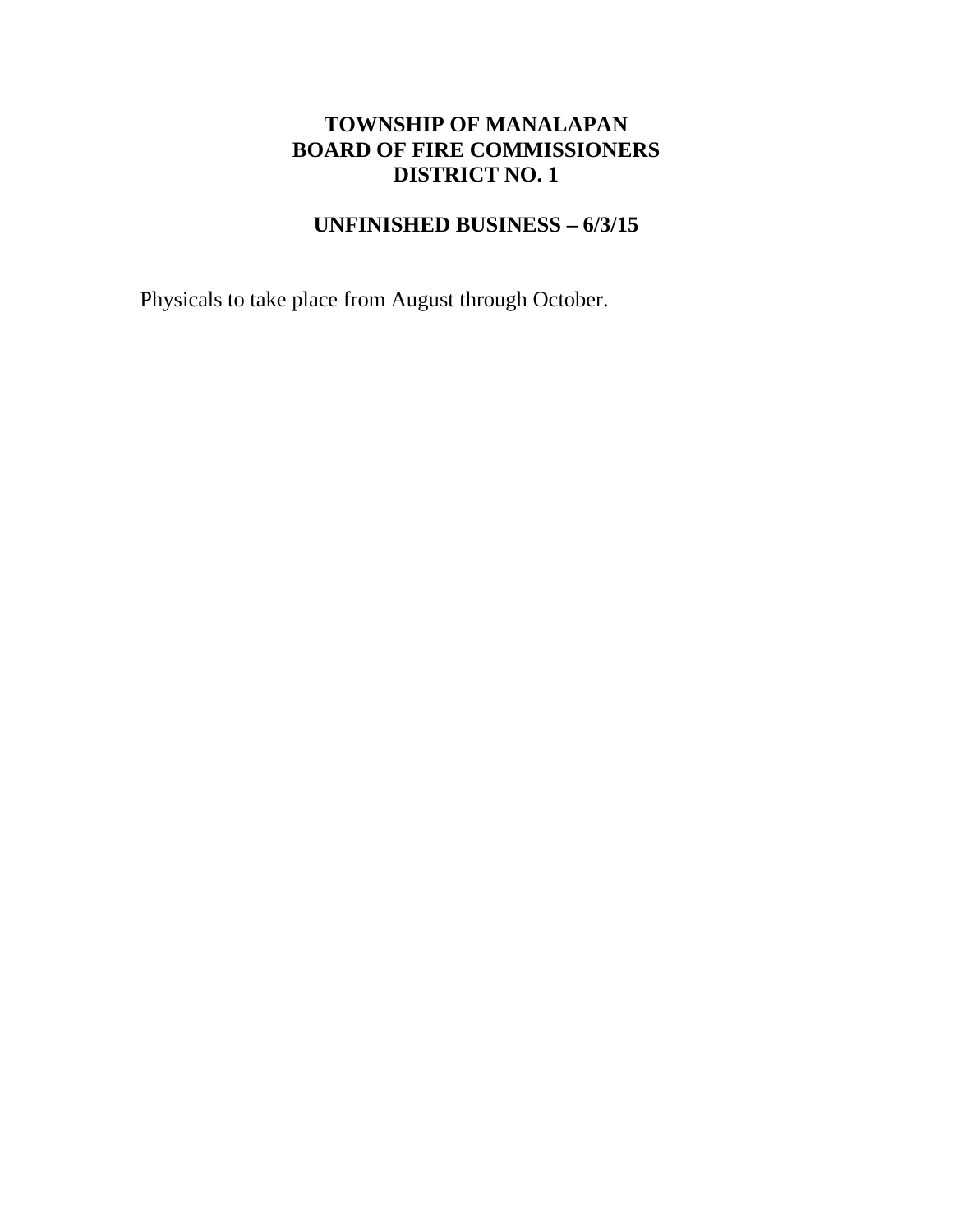**TOWNSHIP OF MANALAPAN**
**BOARD OF FIRE COMMISSIONERS**
**DISTRICT NO. 1**

**UNFINISHED BUSINESS – 6/3/15**

Physicals to take place from August through October.